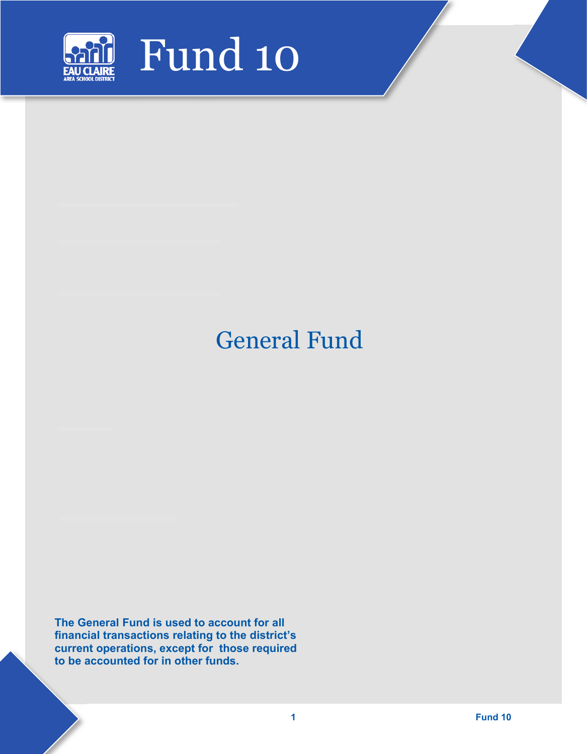# Fund 10

## General Fund

**The General Fund is used to account for all financial transactions relating to the district's current operations, except for those required to be accounted for in other funds.**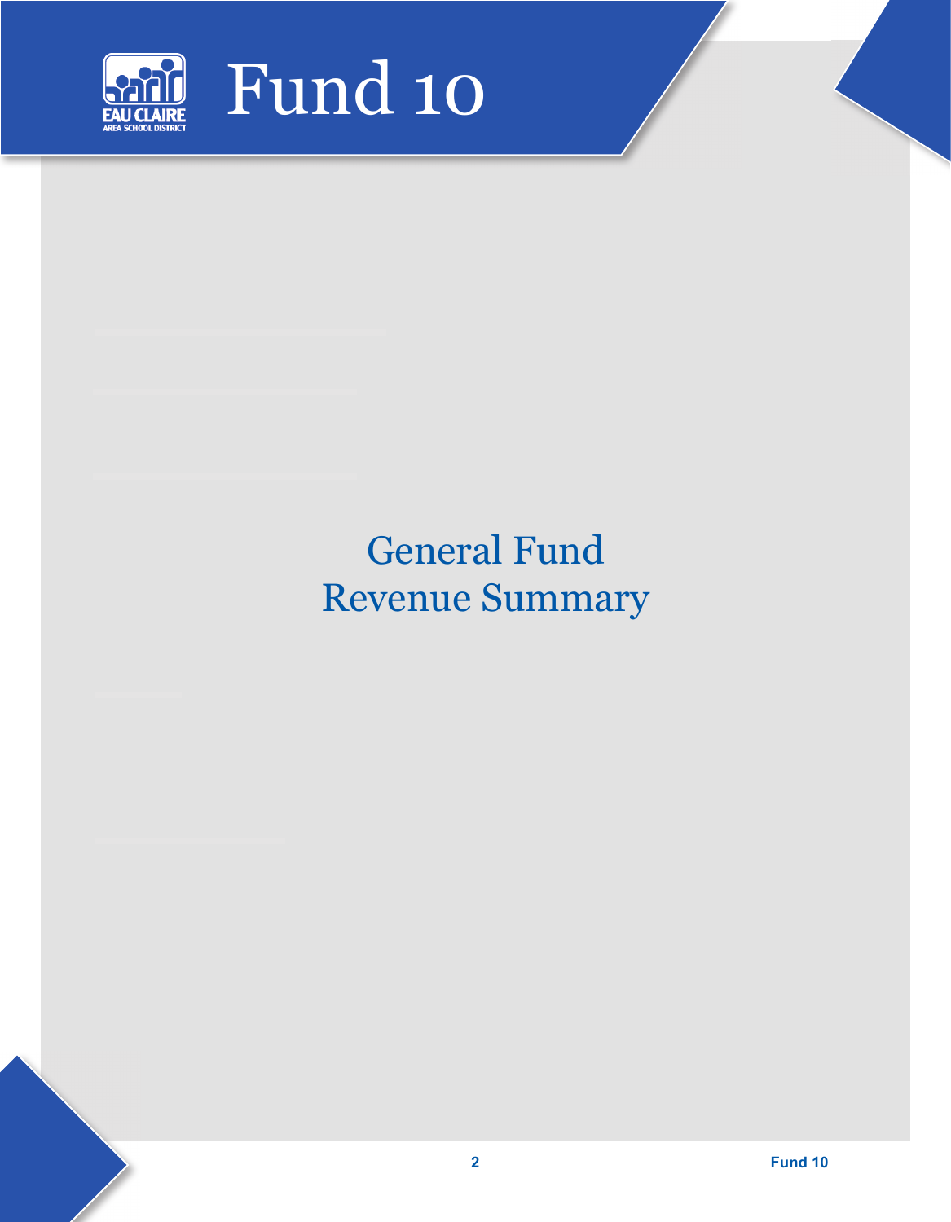# Fund 10

## General Fund
## Revenue Summary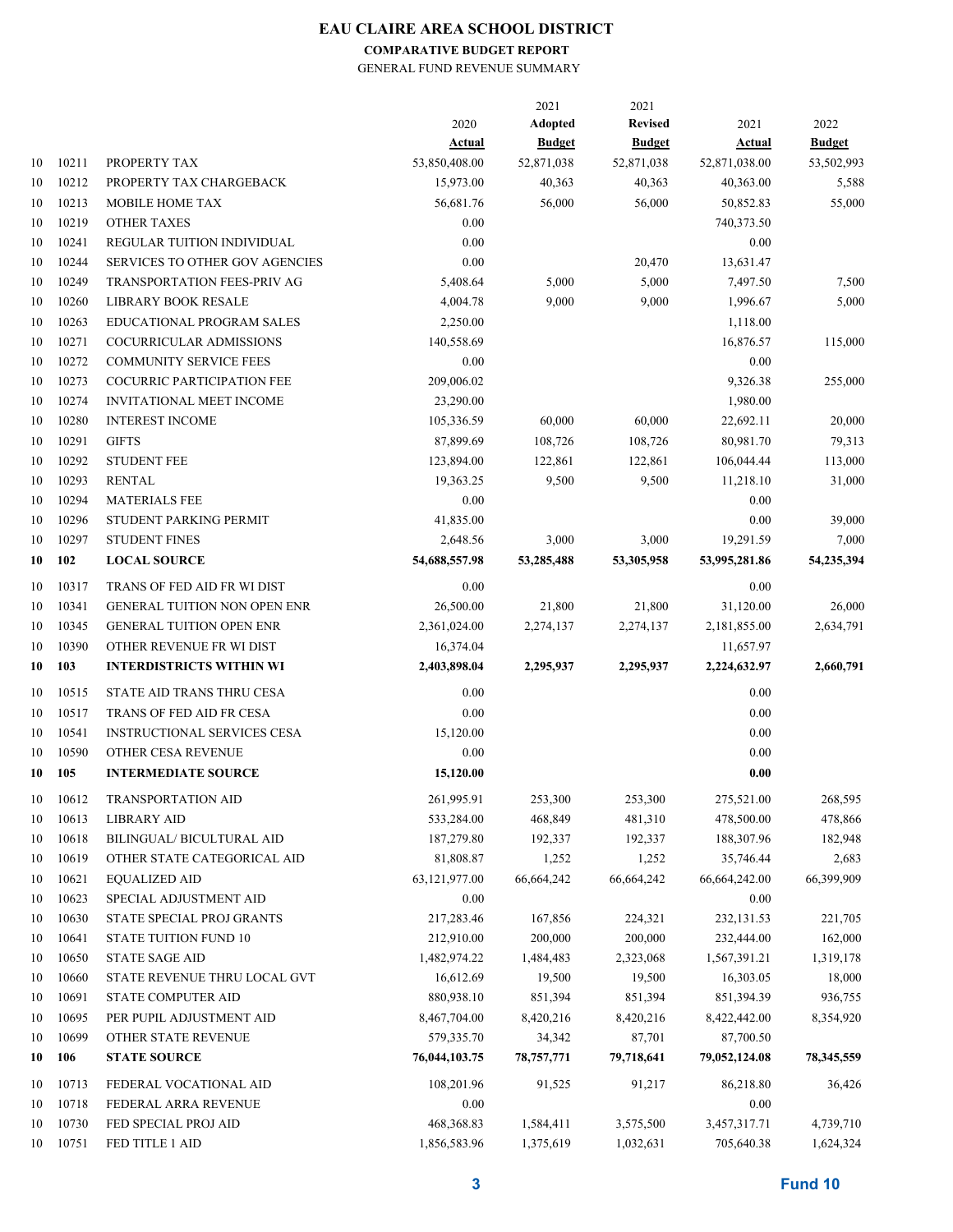# EAU CLAIRE AREA SCHOOL DISTRICT

## COMPARATIVE BUDGET REPORT

GENERAL FUND REVENUE SUMMARY

| | | | 2020 Actual | 2021 Adopted Budget | 2021 Revised Budget | 2021 Actual | 2022 Budget |
|---|---|---|---|---|---|---|---|
| 10 | 10211 | PROPERTY TAX | 53,850,408.00 | 52,871,038 | 52,871,038 | 52,871,038.00 | 53,502,993 |
| 10 | 10212 | PROPERTY TAX CHARGEBACK | 15,973.00 | 40,363 | 40,363 | 40,363.00 | 5,588 |
| 10 | 10213 | MOBILE HOME TAX | 56,681.76 | 56,000 | 56,000 | 50,852.83 | 55,000 |
| 10 | 10219 | OTHER TAXES | 0.00 | | | 740,373.50 | |
| 10 | 10241 | REGULAR TUITION INDIVIDUAL | 0.00 | | | 0.00 | |
| 10 | 10244 | SERVICES TO OTHER GOV AGENCIES | 0.00 | | 20,470 | 13,631.47 | |
| 10 | 10249 | TRANSPORTATION FEES-PRIV AG | 5,408.64 | 5,000 | 5,000 | 7,497.50 | 7,500 |
| 10 | 10260 | LIBRARY BOOK RESALE | 4,004.78 | 9,000 | 9,000 | 1,996.67 | 5,000 |
| 10 | 10263 | EDUCATIONAL PROGRAM SALES | 2,250.00 | | | 1,118.00 | |
| 10 | 10271 | COCURRICULAR ADMISSIONS | 140,558.69 | | | 16,876.57 | 115,000 |
| 10 | 10272 | COMMUNITY SERVICE FEES | 0.00 | | | 0.00 | |
| 10 | 10273 | COCURRIC PARTICIPATION FEE | 209,006.02 | | | 9,326.38 | 255,000 |
| 10 | 10274 | INVITATIONAL MEET INCOME | 23,290.00 | | | 1,980.00 | |
| 10 | 10280 | INTEREST INCOME | 105,336.59 | 60,000 | 60,000 | 22,692.11 | 20,000 |
| 10 | 10291 | GIFTS | 87,899.69 | 108,726 | 108,726 | 80,981.70 | 79,313 |
| 10 | 10292 | STUDENT FEE | 123,894.00 | 122,861 | 122,861 | 106,044.44 | 113,000 |
| 10 | 10293 | RENTAL | 19,363.25 | 9,500 | 9,500 | 11,218.10 | 31,000 |
| 10 | 10294 | MATERIALS FEE | 0.00 | | | 0.00 | |
| 10 | 10296 | STUDENT PARKING PERMIT | 41,835.00 | | | 0.00 | 39,000 |
| 10 | 10297 | STUDENT FINES | 2,648.56 | 3,000 | 3,000 | 19,291.59 | 7,000 |
| **10** | **102** | **LOCAL SOURCE** | **54,688,557.98** | **53,285,488** | **53,305,958** | **53,995,281.86** | **54,235,394** |
| 10 | 10317 | TRANS OF FED AID FR WI DIST | 0.00 | | | 0.00 | |
| 10 | 10341 | GENERAL TUITION NON OPEN ENR | 26,500.00 | 21,800 | 21,800 | 31,120.00 | 26,000 |
| 10 | 10345 | GENERAL TUITION OPEN ENR | 2,361,024.00 | 2,274,137 | 2,274,137 | 2,181,855.00 | 2,634,791 |
| 10 | 10390 | OTHER REVENUE FR WI DIST | 16,374.04 | | | 11,657.97 | |
| **10** | **103** | **INTERDISTRICTS WITHIN WI** | **2,403,898.04** | **2,295,937** | **2,295,937** | **2,224,632.97** | **2,660,791** |
| 10 | 10515 | STATE AID TRANS THRU CESA | 0.00 | | | 0.00 | |
| 10 | 10517 | TRANS OF FED AID FR CESA | 0.00 | | | 0.00 | |
| 10 | 10541 | INSTRUCTIONAL SERVICES CESA | 15,120.00 | | | 0.00 | |
| 10 | 10590 | OTHER CESA REVENUE | 0.00 | | | 0.00 | |
| **10** | **105** | **INTERMEDIATE SOURCE** | **15,120.00** | | | **0.00** | |
| 10 | 10612 | TRANSPORTATION AID | 261,995.91 | 253,300 | 253,300 | 275,521.00 | 268,595 |
| 10 | 10613 | LIBRARY AID | 533,284.00 | 468,849 | 481,310 | 478,500.00 | 478,866 |
| 10 | 10618 | BILINGUAL/ BICULTURAL AID | 187,279.80 | 192,337 | 192,337 | 188,307.96 | 182,948 |
| 10 | 10619 | OTHER STATE CATEGORICAL AID | 81,808.87 | 1,252 | 1,252 | 35,746.44 | 2,683 |
| 10 | 10621 | EQUALIZED AID | 63,121,977.00 | 66,664,242 | 66,664,242 | 66,664,242.00 | 66,399,909 |
| 10 | 10623 | SPECIAL ADJUSTMENT AID | 0.00 | | | 0.00 | |
| 10 | 10630 | STATE SPECIAL PROJ GRANTS | 217,283.46 | 167,856 | 224,321 | 232,131.53 | 221,705 |
| 10 | 10641 | STATE TUITION FUND 10 | 212,910.00 | 200,000 | 200,000 | 232,444.00 | 162,000 |
| 10 | 10650 | STATE SAGE AID | 1,482,974.22 | 1,484,483 | 2,323,068 | 1,567,391.21 | 1,319,178 |
| 10 | 10660 | STATE REVENUE THRU LOCAL GVT | 16,612.69 | 19,500 | 19,500 | 16,303.05 | 18,000 |
| 10 | 10691 | STATE COMPUTER AID | 880,938.10 | 851,394 | 851,394 | 851,394.39 | 936,755 |
| 10 | 10695 | PER PUPIL ADJUSTMENT AID | 8,467,704.00 | 8,420,216 | 8,420,216 | 8,422,442.00 | 8,354,920 |
| 10 | 10699 | OTHER STATE REVENUE | 579,335.70 | 34,342 | 87,701 | 87,700.50 | |
| **10** | **106** | **STATE SOURCE** | **76,044,103.75** | **78,757,771** | **79,718,641** | **79,052,124.08** | **78,345,559** |
| 10 | 10713 | FEDERAL VOCATIONAL AID | 108,201.96 | 91,525 | 91,217 | 86,218.80 | 36,426 |
| 10 | 10718 | FEDERAL ARRA REVENUE | 0.00 | | | 0.00 | |
| 10 | 10730 | FED SPECIAL PROJ AID | 468,368.83 | 1,584,411 | 3,575,500 | 3,457,317.71 | 4,739,710 |
| 10 | 10751 | FED TITLE 1 AID | 1,856,583.96 | 1,375,619 | 1,032,631 | 705,640.38 | 1,624,324 |

Fund 10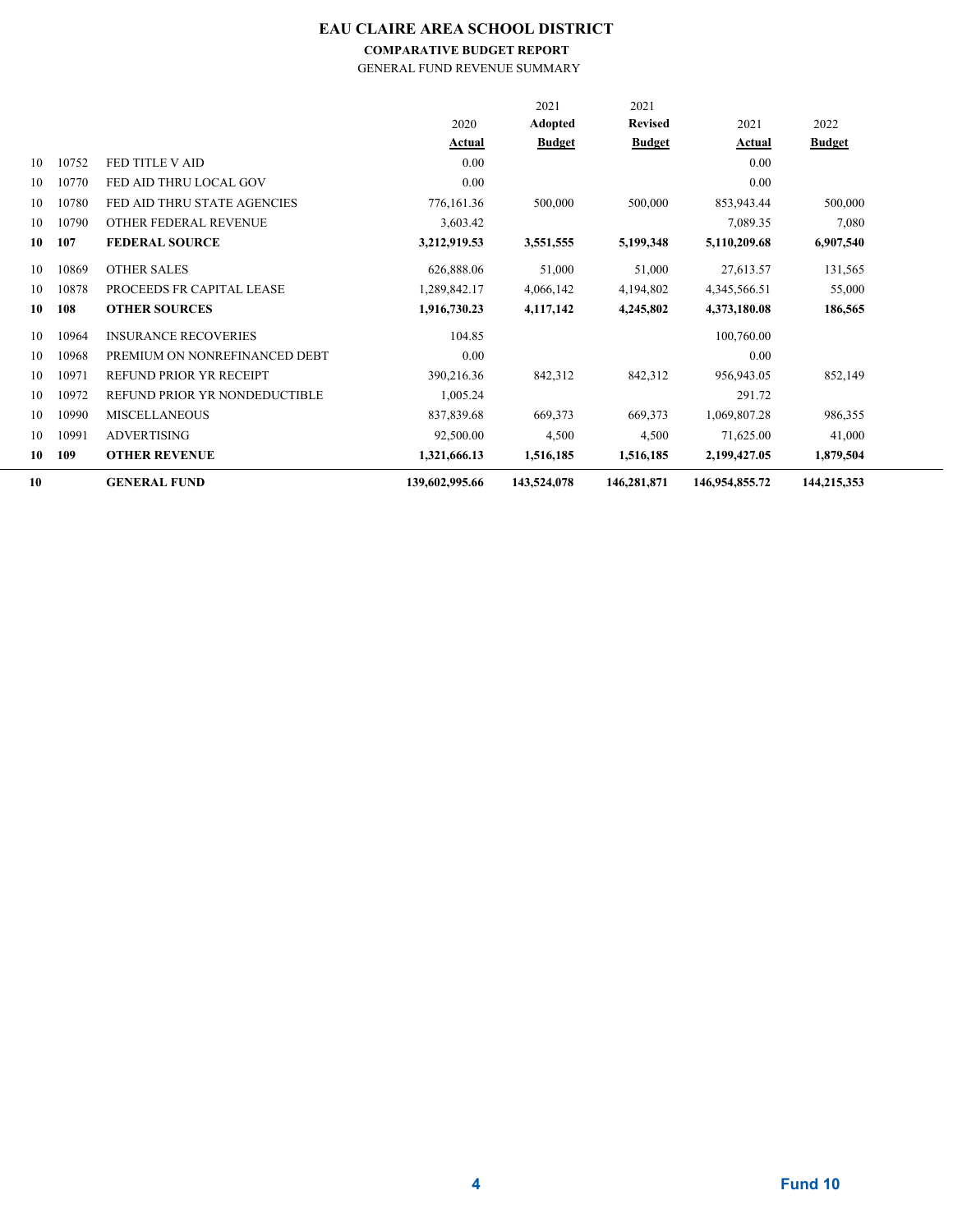# EAU CLAIRE AREA SCHOOL DISTRICT

**COMPARATIVE BUDGET REPORT**

GENERAL FUND REVENUE SUMMARY

| | | | 2020 Actual | 2021 Adopted Budget | 2021 Revised Budget | 2021 Actual | 2022 Budget |
|---|---|---|---|---|---|---|---|
| 10 | 10752 | FED TITLE V AID | 0.00 | | | 0.00 | |
| 10 | 10770 | FED AID THRU LOCAL GOV | 0.00 | | | 0.00 | |
| 10 | 10780 | FED AID THRU STATE AGENCIES | 776,161.36 | 500,000 | 500,000 | 853,943.44 | 500,000 |
| 10 | 10790 | OTHER FEDERAL REVENUE | 3,603.42 | | | 7,089.35 | 7,080 |
| **10** | **107** | **FEDERAL SOURCE** | **3,212,919.53** | **3,551,555** | **5,199,348** | **5,110,209.68** | **6,907,540** |
| 10 | 10869 | OTHER SALES | 626,888.06 | 51,000 | 51,000 | 27,613.57 | 131,565 |
| 10 | 10878 | PROCEEDS FR CAPITAL LEASE | 1,289,842.17 | 4,066,142 | 4,194,802 | 4,345,566.51 | 55,000 |
| **10** | **108** | **OTHER SOURCES** | **1,916,730.23** | **4,117,142** | **4,245,802** | **4,373,180.08** | **186,565** |
| 10 | 10964 | INSURANCE RECOVERIES | 104.85 | | | 100,760.00 | |
| 10 | 10968 | PREMIUM ON NONREFINANCED DEBT | 0.00 | | | 0.00 | |
| 10 | 10971 | REFUND PRIOR YR RECEIPT | 390,216.36 | 842,312 | 842,312 | 956,943.05 | 852,149 |
| 10 | 10972 | REFUND PRIOR YR NONDEDUCTIBLE | 1,005.24 | | | 291.72 | |
| 10 | 10990 | MISCELLANEOUS | 837,839.68 | 669,373 | 669,373 | 1,069,807.28 | 986,355 |
| 10 | 10991 | ADVERTISING | 92,500.00 | 4,500 | 4,500 | 71,625.00 | 41,000 |
| **10** | **109** | **OTHER REVENUE** | **1,321,666.13** | **1,516,185** | **1,516,185** | **2,199,427.05** | **1,879,504** |
| **10** | | **GENERAL FUND** | **139,602,995.66** | **143,524,078** | **146,281,871** | **146,954,855.72** | **144,215,353** |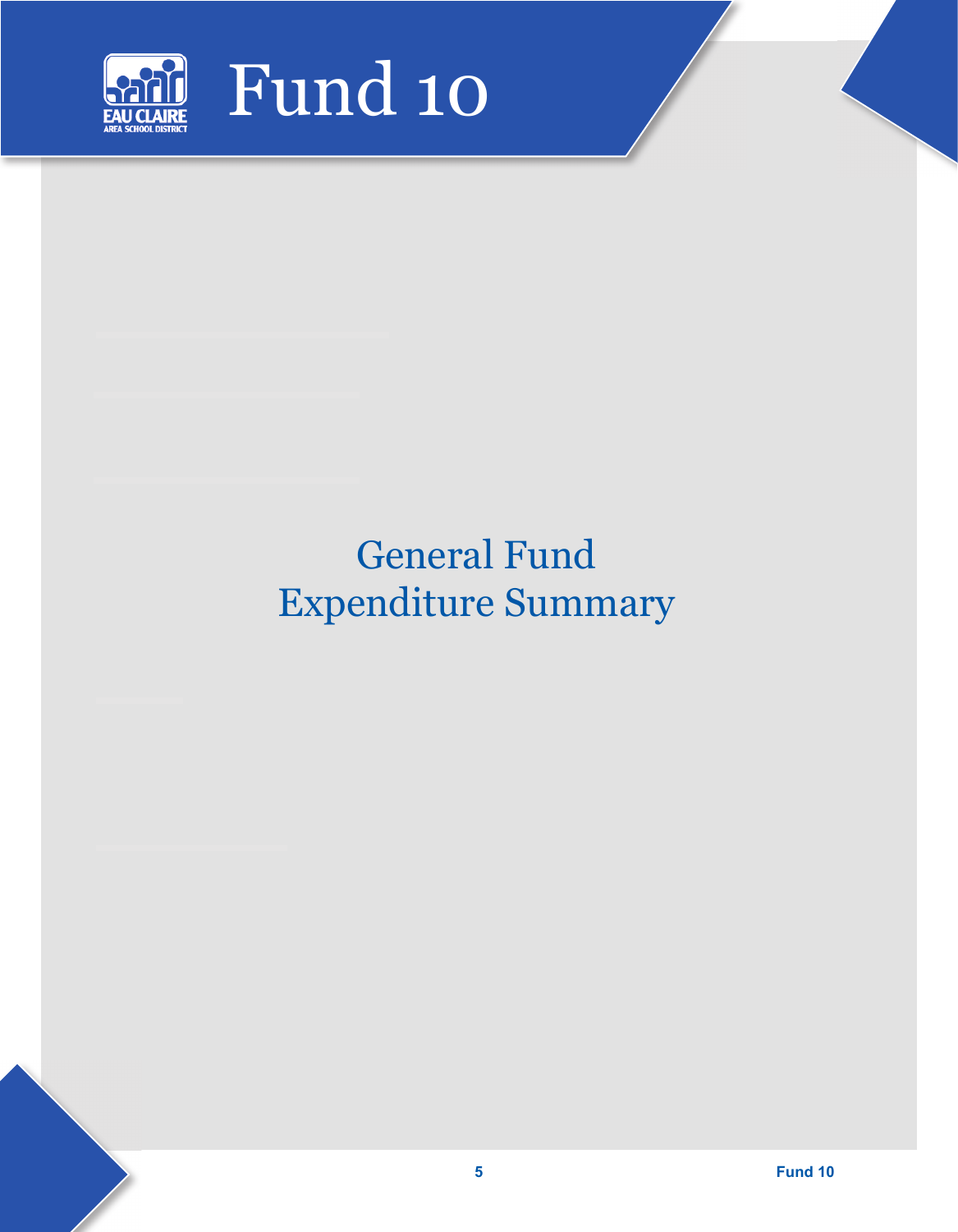# Fund 10

## General Fund
## Expenditure Summary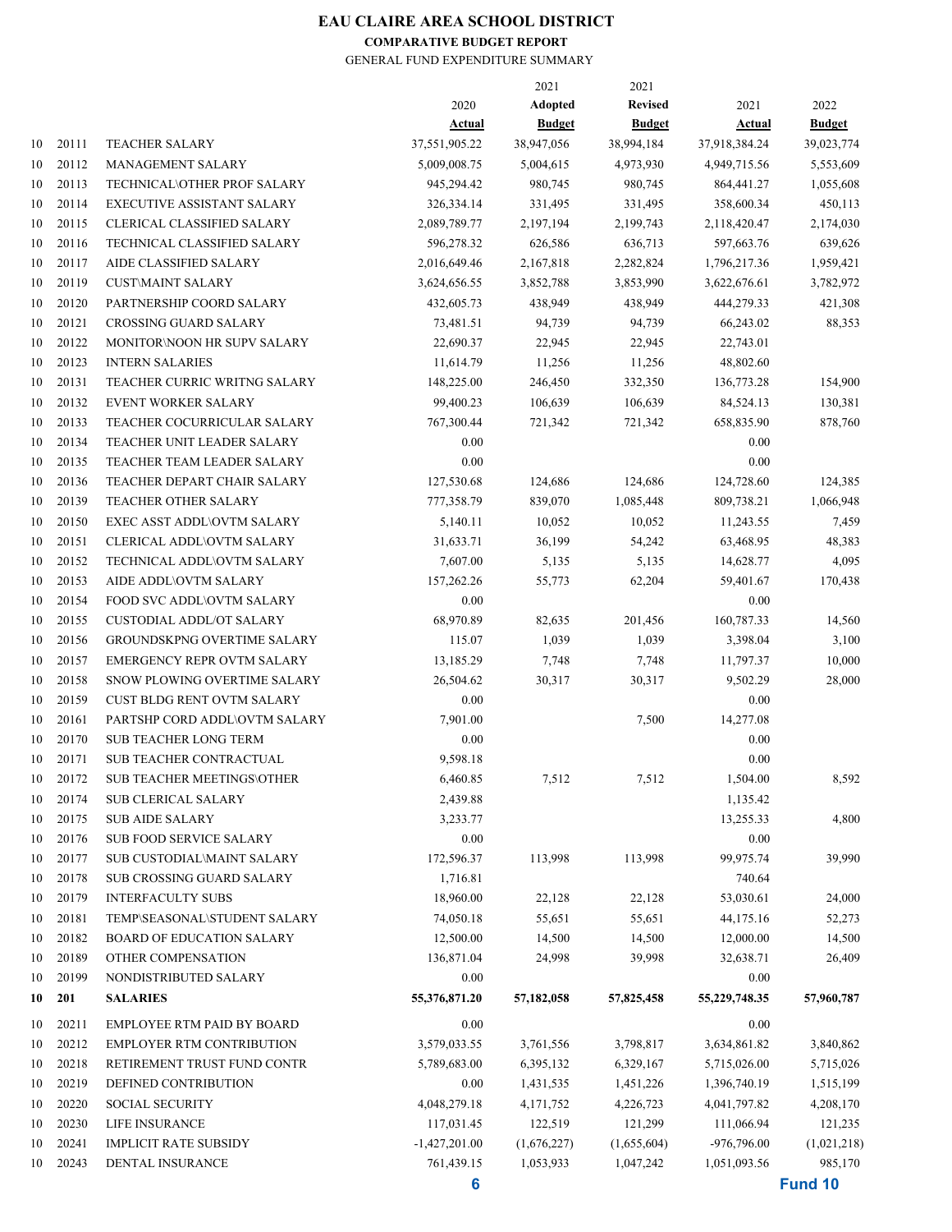# EAU CLAIRE AREA SCHOOL DISTRICT

**COMPARATIVE BUDGET REPORT**

GENERAL FUND EXPENDITURE SUMMARY

| | | | 2020 Actual | 2021 Adopted Budget | 2021 Revised Budget | 2021 Actual | 2022 Budget |
|---|---|---|---|---|---|---|---|
| 10 | 20111 | TEACHER SALARY | 37,551,905.22 | 38,947,056 | 38,994,184 | 37,918,384.24 | 39,023,774 |
| 10 | 20112 | MANAGEMENT SALARY | 5,009,008.75 | 5,004,615 | 4,973,930 | 4,949,715.56 | 5,553,609 |
| 10 | 20113 | TECHNICAL\OTHER PROF SALARY | 945,294.42 | 980,745 | 980,745 | 864,441.27 | 1,055,608 |
| 10 | 20114 | EXECUTIVE ASSISTANT SALARY | 326,334.14 | 331,495 | 331,495 | 358,600.34 | 450,113 |
| 10 | 20115 | CLERICAL CLASSIFIED SALARY | 2,089,789.77 | 2,197,194 | 2,199,743 | 2,118,420.47 | 2,174,030 |
| 10 | 20116 | TECHNICAL CLASSIFIED SALARY | 596,278.32 | 626,586 | 636,713 | 597,663.76 | 639,626 |
| 10 | 20117 | AIDE CLASSIFIED SALARY | 2,016,649.46 | 2,167,818 | 2,282,824 | 1,796,217.36 | 1,959,421 |
| 10 | 20119 | CUST\MAINT SALARY | 3,624,656.55 | 3,852,788 | 3,853,990 | 3,622,676.61 | 3,782,972 |
| 10 | 20120 | PARTNERSHIP COORD SALARY | 432,605.73 | 438,949 | 438,949 | 444,279.33 | 421,308 |
| 10 | 20121 | CROSSING GUARD SALARY | 73,481.51 | 94,739 | 94,739 | 66,243.02 | 88,353 |
| 10 | 20122 | MONITOR\NOON HR SUPV SALARY | 22,690.37 | 22,945 | 22,945 | 22,743.01 | |
| 10 | 20123 | INTERN SALARIES | 11,614.79 | 11,256 | 11,256 | 48,802.60 | |
| 10 | 20131 | TEACHER CURRIC WRITNG SALARY | 148,225.00 | 246,450 | 332,350 | 136,773.28 | 154,900 |
| 10 | 20132 | EVENT WORKER SALARY | 99,400.23 | 106,639 | 106,639 | 84,524.13 | 130,381 |
| 10 | 20133 | TEACHER COCURRICULAR SALARY | 767,300.44 | 721,342 | 721,342 | 658,835.90 | 878,760 |
| 10 | 20134 | TEACHER UNIT LEADER SALARY | 0.00 | | | 0.00 | |
| 10 | 20135 | TEACHER TEAM LEADER SALARY | 0.00 | | | 0.00 | |
| 10 | 20136 | TEACHER DEPART CHAIR SALARY | 127,530.68 | 124,686 | 124,686 | 124,728.60 | 124,385 |
| 10 | 20139 | TEACHER OTHER SALARY | 777,358.79 | 839,070 | 1,085,448 | 809,738.21 | 1,066,948 |
| 10 | 20150 | EXEC ASST ADDL\OVTM SALARY | 5,140.11 | 10,052 | 10,052 | 11,243.55 | 7,459 |
| 10 | 20151 | CLERICAL ADDL\OVTM SALARY | 31,633.71 | 36,199 | 54,242 | 63,468.95 | 48,383 |
| 10 | 20152 | TECHNICAL ADDL\OVTM SALARY | 7,607.00 | 5,135 | 5,135 | 14,628.77 | 4,095 |
| 10 | 20153 | AIDE ADDL\OVTM SALARY | 157,262.26 | 55,773 | 62,204 | 59,401.67 | 170,438 |
| 10 | 20154 | FOOD SVC ADDL\OVTM SALARY | 0.00 | | | 0.00 | |
| 10 | 20155 | CUSTODIAL ADDL/OT SALARY | 68,970.89 | 82,635 | 201,456 | 160,787.33 | 14,560 |
| 10 | 20156 | GROUNDSKPNG OVERTIME SALARY | 115.07 | 1,039 | 1,039 | 3,398.04 | 3,100 |
| 10 | 20157 | EMERGENCY REPR OVTM SALARY | 13,185.29 | 7,748 | 7,748 | 11,797.37 | 10,000 |
| 10 | 20158 | SNOW PLOWING OVERTIME SALARY | 26,504.62 | 30,317 | 30,317 | 9,502.29 | 28,000 |
| 10 | 20159 | CUST BLDG RENT OVTM SALARY | 0.00 | | | 0.00 | |
| 10 | 20161 | PARTSHP CORD ADDL\OVTM SALARY | 7,901.00 | | 7,500 | 14,277.08 | |
| 10 | 20170 | SUB TEACHER LONG TERM | 0.00 | | | 0.00 | |
| 10 | 20171 | SUB TEACHER CONTRACTUAL | 9,598.18 | | | 0.00 | |
| 10 | 20172 | SUB TEACHER MEETINGS\OTHER | 6,460.85 | 7,512 | 7,512 | 1,504.00 | 8,592 |
| 10 | 20174 | SUB CLERICAL SALARY | 2,439.88 | | | 1,135.42 | |
| 10 | 20175 | SUB AIDE SALARY | 3,233.77 | | | 13,255.33 | 4,800 |
| 10 | 20176 | SUB FOOD SERVICE SALARY | 0.00 | | | 0.00 | |
| 10 | 20177 | SUB CUSTODIAL\MAINT SALARY | 172,596.37 | 113,998 | 113,998 | 99,975.74 | 39,990 |
| 10 | 20178 | SUB CROSSING GUARD SALARY | 1,716.81 | | | 740.64 | |
| 10 | 20179 | INTERFACULTY SUBS | 18,960.00 | 22,128 | 22,128 | 53,030.61 | 24,000 |
| 10 | 20181 | TEMP\SEASONAL\STUDENT SALARY | 74,050.18 | 55,651 | 55,651 | 44,175.16 | 52,273 |
| 10 | 20182 | BOARD OF EDUCATION SALARY | 12,500.00 | 14,500 | 14,500 | 12,000.00 | 14,500 |
| 10 | 20189 | OTHER COMPENSATION | 136,871.04 | 24,998 | 39,998 | 32,638.71 | 26,409 |
| 10 | 20199 | NONDISTRIBUTED SALARY | 0.00 | | | 0.00 | |
| **10** | **201** | **SALARIES** | **55,376,871.20** | **57,182,058** | **57,825,458** | **55,229,748.35** | **57,960,787** |
| 10 | 20211 | EMPLOYEE RTM PAID BY BOARD | 0.00 | | | 0.00 | |
| 10 | 20212 | EMPLOYER RTM CONTRIBUTION | 3,579,033.55 | 3,761,556 | 3,798,817 | 3,634,861.82 | 3,840,862 |
| 10 | 20218 | RETIREMENT TRUST FUND CONTR | 5,789,683.00 | 6,395,132 | 6,329,167 | 5,715,026.00 | 5,715,026 |
| 10 | 20219 | DEFINED CONTRIBUTION | 0.00 | 1,431,535 | 1,451,226 | 1,396,740.19 | 1,515,199 |
| 10 | 20220 | SOCIAL SECURITY | 4,048,279.18 | 4,171,752 | 4,226,723 | 4,041,797.82 | 4,208,170 |
| 10 | 20230 | LIFE INSURANCE | 117,031.45 | 122,519 | 121,299 | 111,066.94 | 121,235 |
| 10 | 20241 | IMPLICIT RATE SUBSIDY | -1,427,201.00 | (1,676,227) | (1,655,604) | -976,796.00 | (1,021,218) |
| 10 | 20243 | DENTAL INSURANCE | 761,439.15 | 1,053,933 | 1,047,242 | 1,051,093.56 | 985,170 |

**Fund 10**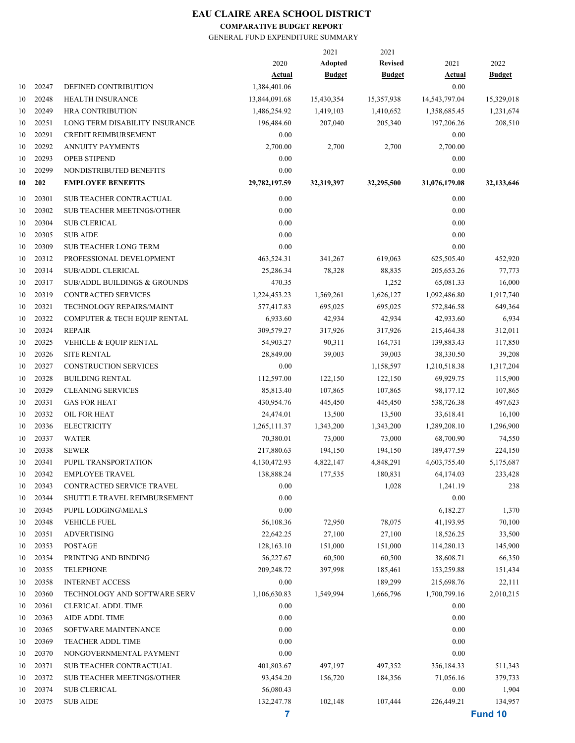# EAU CLAIRE AREA SCHOOL DISTRICT

**COMPARATIVE BUDGET REPORT**

GENERAL FUND EXPENDITURE SUMMARY

| | | | 2020 Actual | 2021 Adopted Budget | 2021 Revised Budget | 2021 Actual | 2022 Budget |
|---|---|---|---|---|---|---|---|
| 10 | 20247 | DEFINED CONTRIBUTION | 1,384,401.06 | | | 0.00 | |
| 10 | 20248 | HEALTH INSURANCE | 13,844,091.68 | 15,430,354 | 15,357,938 | 14,543,797.04 | 15,329,018 |
| 10 | 20249 | HRA CONTRIBUTION | 1,486,254.92 | 1,419,103 | 1,410,652 | 1,358,685.45 | 1,231,674 |
| 10 | 20251 | LONG TERM DISABILITY INSURANCE | 196,484.60 | 207,040 | 205,340 | 197,206.26 | 208,510 |
| 10 | 20291 | CREDIT REIMBURSEMENT | 0.00 | | | 0.00 | |
| 10 | 20292 | ANNUITY PAYMENTS | 2,700.00 | 2,700 | 2,700 | 2,700.00 | |
| 10 | 20293 | OPEB STIPEND | 0.00 | | | 0.00 | |
| 10 | 20299 | NONDISTRIBUTED BENEFITS | 0.00 | | | 0.00 | |
| **10** | **202** | **EMPLOYEE BENEFITS** | **29,782,197.59** | **32,319,397** | **32,295,500** | **31,076,179.08** | **32,133,646** |
| 10 | 20301 | SUB TEACHER CONTRACTUAL | 0.00 | | | 0.00 | |
| 10 | 20302 | SUB TEACHER MEETINGS/OTHER | 0.00 | | | 0.00 | |
| 10 | 20304 | SUB CLERICAL | 0.00 | | | 0.00 | |
| 10 | 20305 | SUB AIDE | 0.00 | | | 0.00 | |
| 10 | 20309 | SUB TEACHER LONG TERM | 0.00 | | | 0.00 | |
| 10 | 20312 | PROFESSIONAL DEVELOPMENT | 463,524.31 | 341,267 | 619,063 | 625,505.40 | 452,920 |
| 10 | 20314 | SUB/ADDL CLERICAL | 25,286.34 | 78,328 | 88,835 | 205,653.26 | 77,773 |
| 10 | 20317 | SUB/ADDL BUILDINGS & GROUNDS | 470.35 | | 1,252 | 65,081.33 | 16,000 |
| 10 | 20319 | CONTRACTED SERVICES | 1,224,453.23 | 1,569,261 | 1,626,127 | 1,092,486.80 | 1,917,740 |
| 10 | 20321 | TECHNOLOGY REPAIRS/MAINT | 577,417.83 | 695,025 | 695,025 | 572,846.58 | 649,364 |
| 10 | 20322 | COMPUTER & TECH EQUIP RENTAL | 6,933.60 | 42,934 | 42,934 | 42,933.60 | 6,934 |
| 10 | 20324 | REPAIR | 309,579.27 | 317,926 | 317,926 | 215,464.38 | 312,011 |
| 10 | 20325 | VEHICLE & EQUIP RENTAL | 54,903.27 | 90,311 | 164,731 | 139,883.43 | 117,850 |
| 10 | 20326 | SITE RENTAL | 28,849.00 | 39,003 | 39,003 | 38,330.50 | 39,208 |
| 10 | 20327 | CONSTRUCTION SERVICES | 0.00 | | 1,158,597 | 1,210,518.38 | 1,317,204 |
| 10 | 20328 | BUILDING RENTAL | 112,597.00 | 122,150 | 122,150 | 69,929.75 | 115,900 |
| 10 | 20329 | CLEANING SERVICES | 85,813.40 | 107,865 | 107,865 | 98,177.12 | 107,865 |
| 10 | 20331 | GAS FOR HEAT | 430,954.76 | 445,450 | 445,450 | 538,726.38 | 497,623 |
| 10 | 20332 | OIL FOR HEAT | 24,474.01 | 13,500 | 13,500 | 33,618.41 | 16,100 |
| 10 | 20336 | ELECTRICITY | 1,265,111.37 | 1,343,200 | 1,343,200 | 1,289,208.10 | 1,296,900 |
| 10 | 20337 | WATER | 70,380.01 | 73,000 | 73,000 | 68,700.90 | 74,550 |
| 10 | 20338 | SEWER | 217,880.63 | 194,150 | 194,150 | 189,477.59 | 224,150 |
| 10 | 20341 | PUPIL TRANSPORTATION | 4,130,472.93 | 4,822,147 | 4,848,291 | 4,603,755.40 | 5,175,687 |
| 10 | 20342 | EMPLOYEE TRAVEL | 138,888.24 | 177,535 | 180,831 | 64,174.03 | 233,428 |
| 10 | 20343 | CONTRACTED SERVICE TRAVEL | 0.00 | | 1,028 | 1,241.19 | 238 |
| 10 | 20344 | SHUTTLE TRAVEL REIMBURSEMENT | 0.00 | | | 0.00 | |
| 10 | 20345 | PUPIL LODGING\MEALS | 0.00 | | | 6,182.27 | 1,370 |
| 10 | 20348 | VEHICLE FUEL | 56,108.36 | 72,950 | 78,075 | 41,193.95 | 70,100 |
| 10 | 20351 | ADVERTISING | 22,642.25 | 27,100 | 27,100 | 18,526.25 | 33,500 |
| 10 | 20353 | POSTAGE | 128,163.10 | 151,000 | 151,000 | 114,280.13 | 145,900 |
| 10 | 20354 | PRINTING AND BINDING | 56,227.67 | 60,500 | 60,500 | 38,608.71 | 66,350 |
| 10 | 20355 | TELEPHONE | 209,248.72 | 397,998 | 185,461 | 153,259.88 | 151,434 |
| 10 | 20358 | INTERNET ACCESS | 0.00 | | 189,299 | 215,698.76 | 22,111 |
| 10 | 20360 | TECHNOLOGY AND SOFTWARE SERV | 1,106,630.83 | 1,549,994 | 1,666,796 | 1,700,799.16 | 2,010,215 |
| 10 | 20361 | CLERICAL ADDL TIME | 0.00 | | | 0.00 | |
| 10 | 20363 | AIDE ADDL TIME | 0.00 | | | 0.00 | |
| 10 | 20365 | SOFTWARE MAINTENANCE | 0.00 | | | 0.00 | |
| 10 | 20369 | TEACHER ADDL TIME | 0.00 | | | 0.00 | |
| 10 | 20370 | NONGOVERNMENTAL PAYMENT | 0.00 | | | 0.00 | |
| 10 | 20371 | SUB TEACHER CONTRACTUAL | 401,803.67 | 497,197 | 497,352 | 356,184.33 | 511,343 |
| 10 | 20372 | SUB TEACHER MEETINGS/OTHER | 93,454.20 | 156,720 | 184,356 | 71,056.16 | 379,733 |
| 10 | 20374 | SUB CLERICAL | 56,080.43 | | | 0.00 | 1,904 |
| 10 | 20375 | SUB AIDE | 132,247.78 | 102,148 | 107,444 | 226,449.21 | 134,957 |

Fund 10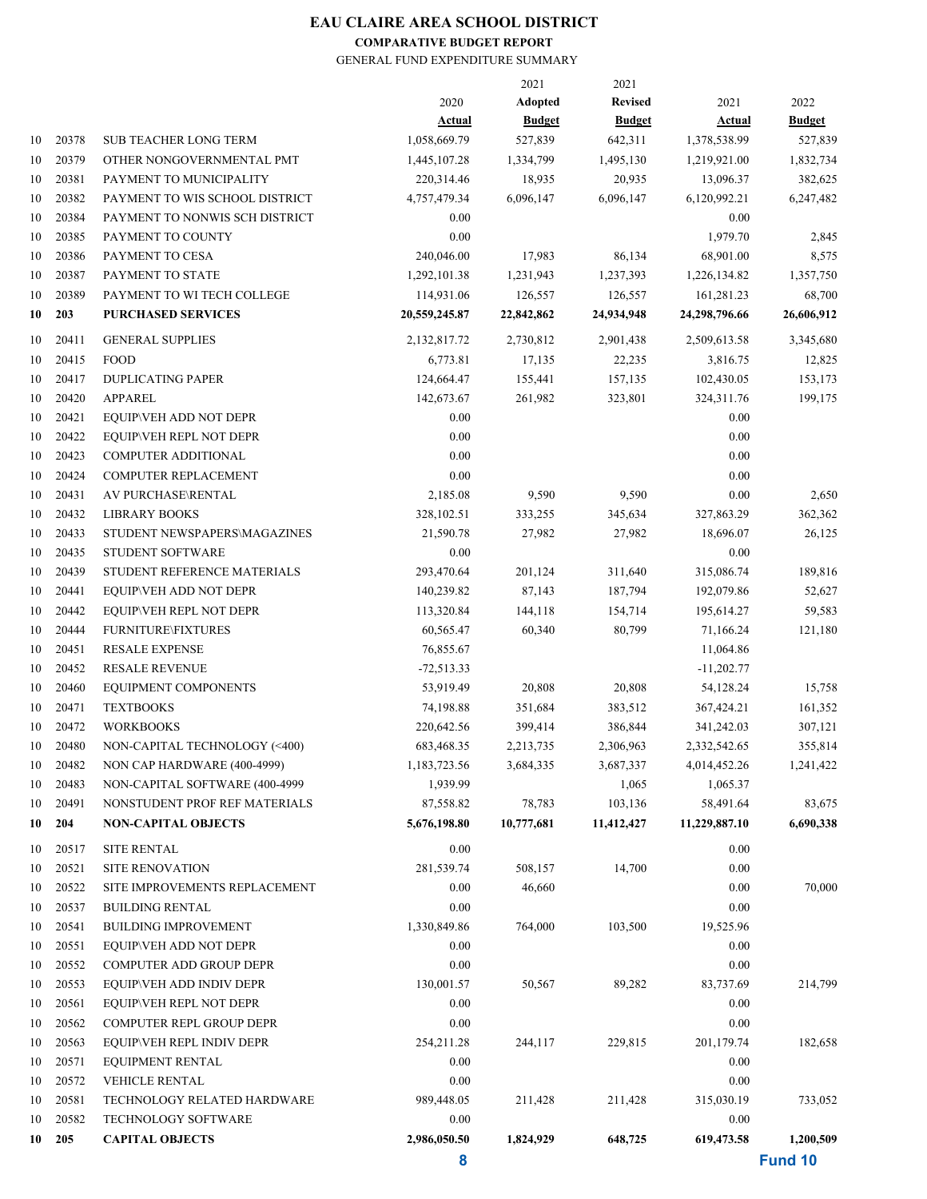# EAU CLAIRE AREA SCHOOL DISTRICT

**COMPARATIVE BUDGET REPORT**

GENERAL FUND EXPENDITURE SUMMARY

| | | | 2020 Actual | 2021 Adopted Budget | 2021 Revised Budget | 2021 Actual | 2022 Budget |
|---|---|---|---|---|---|---|---|
| 10 | 20378 | SUB TEACHER LONG TERM | 1,058,669.79 | 527,839 | 642,311 | 1,378,538.99 | 527,839 |
| 10 | 20379 | OTHER NONGOVERNMENTAL PMT | 1,445,107.28 | 1,334,799 | 1,495,130 | 1,219,921.00 | 1,832,734 |
| 10 | 20381 | PAYMENT TO MUNICIPALITY | 220,314.46 | 18,935 | 20,935 | 13,096.37 | 382,625 |
| 10 | 20382 | PAYMENT TO WIS SCHOOL DISTRICT | 4,757,479.34 | 6,096,147 | 6,096,147 | 6,120,992.21 | 6,247,482 |
| 10 | 20384 | PAYMENT TO NONWIS SCH DISTRICT | 0.00 | | | 0.00 | |
| 10 | 20385 | PAYMENT TO COUNTY | 0.00 | | | 1,979.70 | 2,845 |
| 10 | 20386 | PAYMENT TO CESA | 240,046.00 | 17,983 | 86,134 | 68,901.00 | 8,575 |
| 10 | 20387 | PAYMENT TO STATE | 1,292,101.38 | 1,231,943 | 1,237,393 | 1,226,134.82 | 1,357,750 |
| 10 | 20389 | PAYMENT TO WI TECH COLLEGE | 114,931.06 | 126,557 | 126,557 | 161,281.23 | 68,700 |
| **10** | **203** | **PURCHASED SERVICES** | **20,559,245.87** | **22,842,862** | **24,934,948** | **24,298,796.66** | **26,606,912** |
| 10 | 20411 | GENERAL SUPPLIES | 2,132,817.72 | 2,730,812 | 2,901,438 | 2,509,613.58 | 3,345,680 |
| 10 | 20415 | FOOD | 6,773.81 | 17,135 | 22,235 | 3,816.75 | 12,825 |
| 10 | 20417 | DUPLICATING PAPER | 124,664.47 | 155,441 | 157,135 | 102,430.05 | 153,173 |
| 10 | 20420 | APPAREL | 142,673.67 | 261,982 | 323,801 | 324,311.76 | 199,175 |
| 10 | 20421 | EQUIP\VEH ADD NOT DEPR | 0.00 | | | 0.00 | |
| 10 | 20422 | EQUIP\VEH REPL NOT DEPR | 0.00 | | | 0.00 | |
| 10 | 20423 | COMPUTER ADDITIONAL | 0.00 | | | 0.00 | |
| 10 | 20424 | COMPUTER REPLACEMENT | 0.00 | | | 0.00 | |
| 10 | 20431 | AV PURCHASE\RENTAL | 2,185.08 | 9,590 | 9,590 | 0.00 | 2,650 |
| 10 | 20432 | LIBRARY BOOKS | 328,102.51 | 333,255 | 345,634 | 327,863.29 | 362,362 |
| 10 | 20433 | STUDENT NEWSPAPERS\MAGAZINES | 21,590.78 | 27,982 | 27,982 | 18,696.07 | 26,125 |
| 10 | 20435 | STUDENT SOFTWARE | 0.00 | | | 0.00 | |
| 10 | 20439 | STUDENT REFERENCE MATERIALS | 293,470.64 | 201,124 | 311,640 | 315,086.74 | 189,816 |
| 10 | 20441 | EQUIP\VEH ADD NOT DEPR | 140,239.82 | 87,143 | 187,794 | 192,079.86 | 52,627 |
| 10 | 20442 | EQUIP\VEH REPL NOT DEPR | 113,320.84 | 144,118 | 154,714 | 195,614.27 | 59,583 |
| 10 | 20444 | FURNITURE\FIXTURES | 60,565.47 | 60,340 | 80,799 | 71,166.24 | 121,180 |
| 10 | 20451 | RESALE EXPENSE | 76,855.67 | | | 11,064.86 | |
| 10 | 20452 | RESALE REVENUE | -72,513.33 | | | -11,202.77 | |
| 10 | 20460 | EQUIPMENT COMPONENTS | 53,919.49 | 20,808 | 20,808 | 54,128.24 | 15,758 |
| 10 | 20471 | TEXTBOOKS | 74,198.88 | 351,684 | 383,512 | 367,424.21 | 161,352 |
| 10 | 20472 | WORKBOOKS | 220,642.56 | 399,414 | 386,844 | 341,242.03 | 307,121 |
| 10 | 20480 | NON-CAPITAL TECHNOLOGY (<400) | 683,468.35 | 2,213,735 | 2,306,963 | 2,332,542.65 | 355,814 |
| 10 | 20482 | NON CAP HARDWARE (400-4999) | 1,183,723.56 | 3,684,335 | 3,687,337 | 4,014,452.26 | 1,241,422 |
| 10 | 20483 | NON-CAPITAL SOFTWARE (400-4999 | 1,939.99 | | 1,065 | 1,065.37 | |
| 10 | 20491 | NONSTUDENT PROF REF MATERIALS | 87,558.82 | 78,783 | 103,136 | 58,491.64 | 83,675 |
| **10** | **204** | **NON-CAPITAL OBJECTS** | **5,676,198.80** | **10,777,681** | **11,412,427** | **11,229,887.10** | **6,690,338** |
| 10 | 20517 | SITE RENTAL | 0.00 | | | 0.00 | |
| 10 | 20521 | SITE RENOVATION | 281,539.74 | 508,157 | 14,700 | 0.00 | |
| 10 | 20522 | SITE IMPROVEMENTS REPLACEMENT | 0.00 | 46,660 | | 0.00 | 70,000 |
| 10 | 20537 | BUILDING RENTAL | 0.00 | | | 0.00 | |
| 10 | 20541 | BUILDING IMPROVEMENT | 1,330,849.86 | 764,000 | 103,500 | 19,525.96 | |
| 10 | 20551 | EQUIP\VEH ADD NOT DEPR | 0.00 | | | 0.00 | |
| 10 | 20552 | COMPUTER ADD GROUP DEPR | 0.00 | | | 0.00 | |
| 10 | 20553 | EQUIP\VEH ADD INDIV DEPR | 130,001.57 | 50,567 | 89,282 | 83,737.69 | 214,799 |
| 10 | 20561 | EQUIP\VEH REPL NOT DEPR | 0.00 | | | 0.00 | |
| 10 | 20562 | COMPUTER REPL GROUP DEPR | 0.00 | | | 0.00 | |
| 10 | 20563 | EQUIP\VEH REPL INDIV DEPR | 254,211.28 | 244,117 | 229,815 | 201,179.74 | 182,658 |
| 10 | 20571 | EQUIPMENT RENTAL | 0.00 | | | 0.00 | |
| 10 | 20572 | VEHICLE RENTAL | 0.00 | | | 0.00 | |
| 10 | 20581 | TECHNOLOGY RELATED HARDWARE | 989,448.05 | 211,428 | 211,428 | 315,030.19 | 733,052 |
| 10 | 20582 | TECHNOLOGY SOFTWARE | 0.00 | | | 0.00 | |
| **10** | **205** | **CAPITAL OBJECTS** | **2,986,050.50** | **1,824,929** | **648,725** | **619,473.58** | **1,200,509** |

Fund 10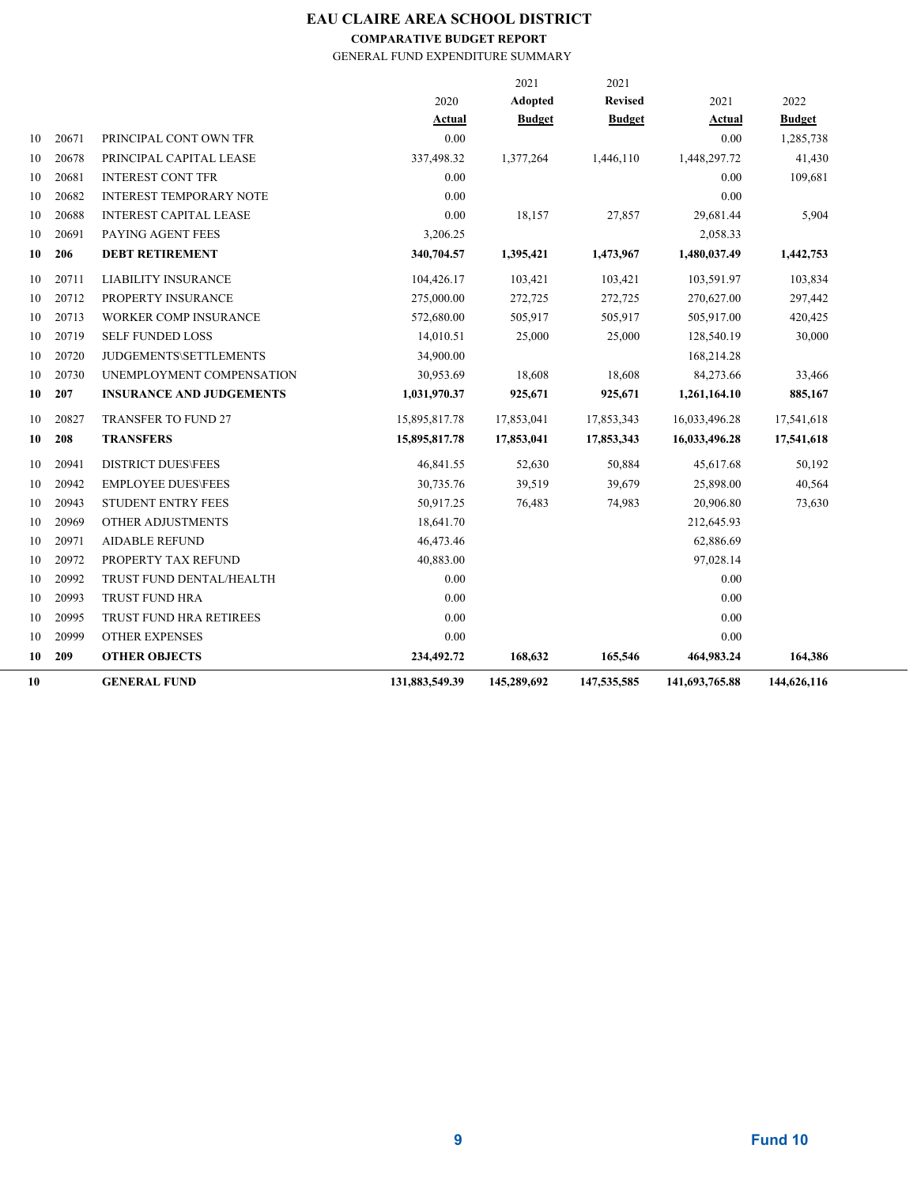# EAU CLAIRE AREA SCHOOL DISTRICT

## COMPARATIVE BUDGET REPORT

GENERAL FUND EXPENDITURE SUMMARY

| | | | 2020 Actual | 2021 Adopted Budget | 2021 Revised Budget | 2021 Actual | 2022 Budget |
|---|---|---|---|---|---|---|---|
| 10 | 20671 | PRINCIPAL CONT OWN TFR | 0.00 | | | 0.00 | 1,285,738 |
| 10 | 20678 | PRINCIPAL CAPITAL LEASE | 337,498.32 | 1,377,264 | 1,446,110 | 1,448,297.72 | 41,430 |
| 10 | 20681 | INTEREST CONT TFR | 0.00 | | | 0.00 | 109,681 |
| 10 | 20682 | INTEREST TEMPORARY NOTE | 0.00 | | | 0.00 | |
| 10 | 20688 | INTEREST CAPITAL LEASE | 0.00 | 18,157 | 27,857 | 29,681.44 | 5,904 |
| 10 | 20691 | PAYING AGENT FEES | 3,206.25 | | | 2,058.33 | |
| **10** | **206** | **DEBT RETIREMENT** | **340,704.57** | **1,395,421** | **1,473,967** | **1,480,037.49** | **1,442,753** |
| 10 | 20711 | LIABILITY INSURANCE | 104,426.17 | 103,421 | 103,421 | 103,591.97 | 103,834 |
| 10 | 20712 | PROPERTY INSURANCE | 275,000.00 | 272,725 | 272,725 | 270,627.00 | 297,442 |
| 10 | 20713 | WORKER COMP INSURANCE | 572,680.00 | 505,917 | 505,917 | 505,917.00 | 420,425 |
| 10 | 20719 | SELF FUNDED LOSS | 14,010.51 | 25,000 | 25,000 | 128,540.19 | 30,000 |
| 10 | 20720 | JUDGEMENTS\SETTLEMENTS | 34,900.00 | | | 168,214.28 | |
| 10 | 20730 | UNEMPLOYMENT COMPENSATION | 30,953.69 | 18,608 | 18,608 | 84,273.66 | 33,466 |
| **10** | **207** | **INSURANCE AND JUDGEMENTS** | **1,031,970.37** | **925,671** | **925,671** | **1,261,164.10** | **885,167** |
| 10 | 20827 | TRANSFER TO FUND 27 | 15,895,817.78 | 17,853,041 | 17,853,343 | 16,033,496.28 | 17,541,618 |
| **10** | **208** | **TRANSFERS** | **15,895,817.78** | **17,853,041** | **17,853,343** | **16,033,496.28** | **17,541,618** |
| 10 | 20941 | DISTRICT DUES\FEES | 46,841.55 | 52,630 | 50,884 | 45,617.68 | 50,192 |
| 10 | 20942 | EMPLOYEE DUES\FEES | 30,735.76 | 39,519 | 39,679 | 25,898.00 | 40,564 |
| 10 | 20943 | STUDENT ENTRY FEES | 50,917.25 | 76,483 | 74,983 | 20,906.80 | 73,630 |
| 10 | 20969 | OTHER ADJUSTMENTS | 18,641.70 | | | 212,645.93 | |
| 10 | 20971 | AIDABLE REFUND | 46,473.46 | | | 62,886.69 | |
| 10 | 20972 | PROPERTY TAX REFUND | 40,883.00 | | | 97,028.14 | |
| 10 | 20992 | TRUST FUND DENTAL/HEALTH | 0.00 | | | 0.00 | |
| 10 | 20993 | TRUST FUND HRA | 0.00 | | | 0.00 | |
| 10 | 20995 | TRUST FUND HRA RETIREES | 0.00 | | | 0.00 | |
| 10 | 20999 | OTHER EXPENSES | 0.00 | | | 0.00 | |
| **10** | **209** | **OTHER OBJECTS** | **234,492.72** | **168,632** | **165,546** | **464,983.24** | **164,386** |
| **10** | | **GENERAL FUND** | **131,883,549.39** | **145,289,692** | **147,535,585** | **141,693,765.88** | **144,626,116** |